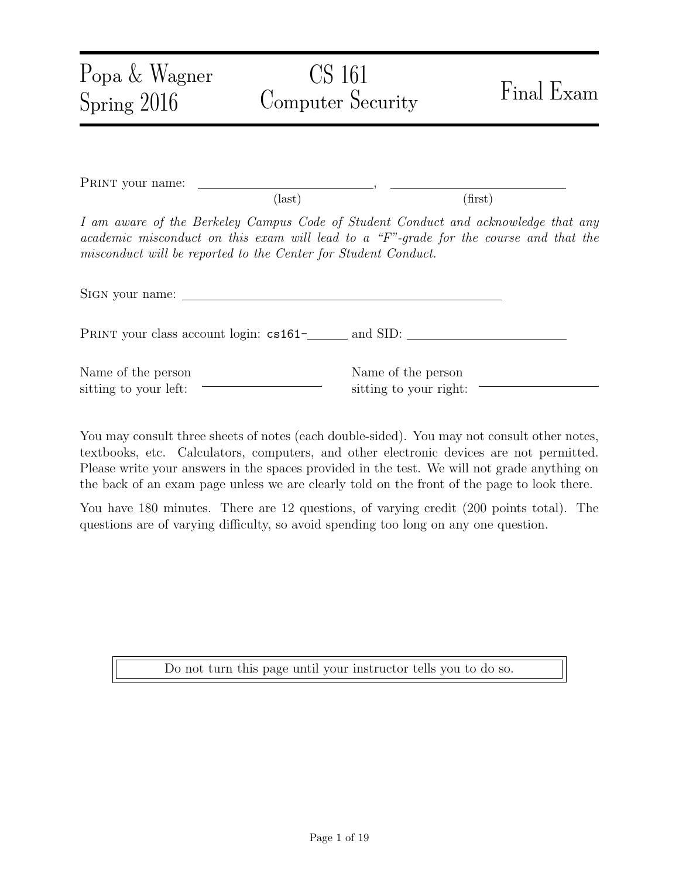| Popa & Wagner<br>Spring 2016 | CS 161<br>Computer Security | Final Exam |
|---|---|---|

PRINT your name: \_\_\_\_\_\_\_\_\_\_\_\_\_\_\_\_\_\_\_\_\_\_\_\_\_\_, \_\_\_\_\_\_\_\_\_\_\_\_\_\_\_\_\_\_\_\_\_\_\_\_\_\_
(last) (first)

*I am aware of the Berkeley Campus Code of Student Conduct and acknowledge that any academic misconduct on this exam will lead to a "F"-grade for the course and that the misconduct will be reported to the Center for Student Conduct.*

SIGN your name: \_\_\_\_\_\_\_\_\_\_\_\_\_\_\_\_\_\_\_\_\_\_\_\_\_\_\_\_\_\_\_\_\_\_\_\_\_\_\_\_\_\_\_\_\_\_\_\_

PRINT your class account login: `cs161-`\_\_\_\_\_\_ and SID: \_\_\_\_\_\_\_\_\_\_\_\_\_\_\_\_\_\_\_\_\_\_\_\_

Name of the person sitting to your left: \_\_\_\_\_\_\_\_\_\_\_\_\_\_\_\_\_\_\_\_ Name of the person sitting to your right: \_\_\_\_\_\_\_\_\_\_\_\_\_\_\_\_\_\_\_\_

You may consult three sheets of notes (each double-sided). You may not consult other notes, textbooks, etc. Calculators, computers, and other electronic devices are not permitted. Please write your answers in the spaces provided in the test. We will not grade anything on the back of an exam page unless we are clearly told on the front of the page to look there.

You have 180 minutes. There are 12 questions, of varying credit (200 points total). The questions are of varying difficulty, so avoid spending too long on any one question.

Do not turn this page until your instructor tells you to do so.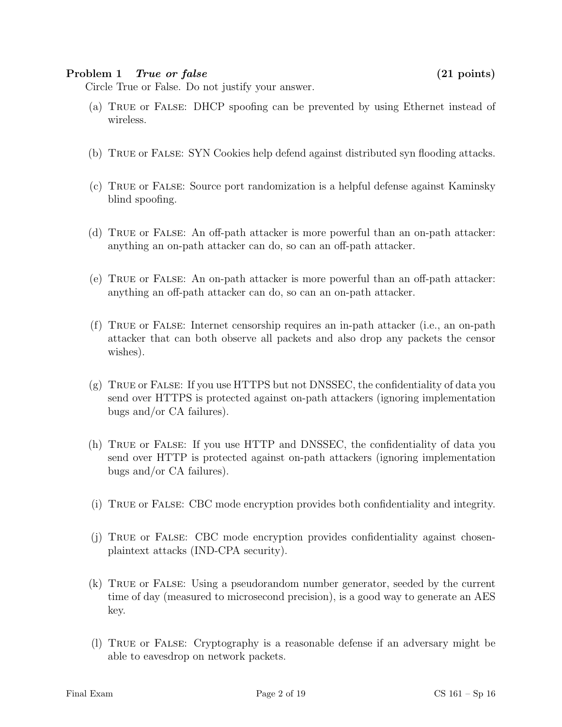**Problem 1** ***True or false*** **(21 points)**

Circle True or False. Do not justify your answer.

(a) TRUE or FALSE: DHCP spoofing can be prevented by using Ethernet instead of wireless.

(b) TRUE or FALSE: SYN Cookies help defend against distributed syn flooding attacks.

(c) TRUE or FALSE: Source port randomization is a helpful defense against Kaminsky blind spoofing.

(d) TRUE or FALSE: An off-path attacker is more powerful than an on-path attacker: anything an on-path attacker can do, so can an off-path attacker.

(e) TRUE or FALSE: An on-path attacker is more powerful than an off-path attacker: anything an off-path attacker can do, so can an on-path attacker.

(f) TRUE or FALSE: Internet censorship requires an in-path attacker (i.e., an on-path attacker that can both observe all packets and also drop any packets the censor wishes).

(g) TRUE or FALSE: If you use HTTPS but not DNSSEC, the confidentiality of data you send over HTTPS is protected against on-path attackers (ignoring implementation bugs and/or CA failures).

(h) TRUE or FALSE: If you use HTTP and DNSSEC, the confidentiality of data you send over HTTP is protected against on-path attackers (ignoring implementation bugs and/or CA failures).

(i) TRUE or FALSE: CBC mode encryption provides both confidentiality and integrity.

(j) TRUE or FALSE: CBC mode encryption provides confidentiality against chosen-plaintext attacks (IND-CPA security).

(k) TRUE or FALSE: Using a pseudorandom number generator, seeded by the current time of day (measured to microsecond precision), is a good way to generate an AES key.

(l) TRUE or FALSE: Cryptography is a reasonable defense if an adversary might be able to eavesdrop on network packets.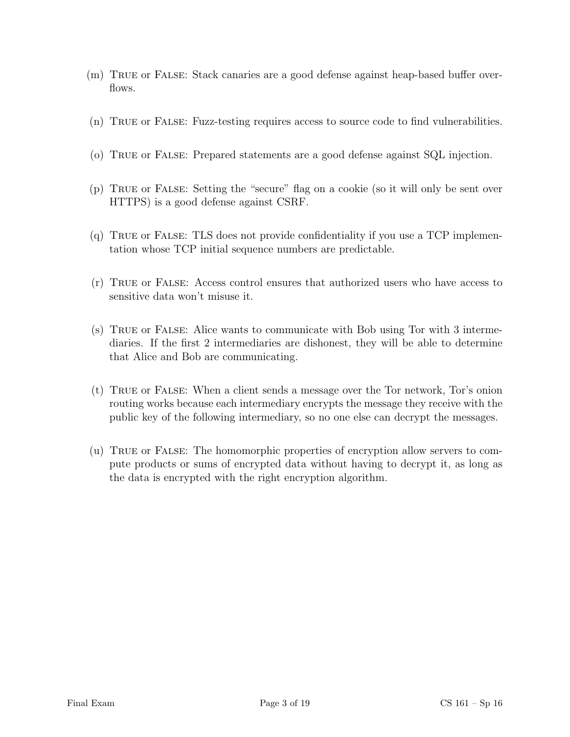(m) True or False: Stack canaries are a good defense against heap-based buffer overflows.

(n) True or False: Fuzz-testing requires access to source code to find vulnerabilities.

(o) True or False: Prepared statements are a good defense against SQL injection.

(p) True or False: Setting the "secure" flag on a cookie (so it will only be sent over HTTPS) is a good defense against CSRF.

(q) True or False: TLS does not provide confidentiality if you use a TCP implementation whose TCP initial sequence numbers are predictable.

(r) True or False: Access control ensures that authorized users who have access to sensitive data won't misuse it.

(s) True or False: Alice wants to communicate with Bob using Tor with 3 intermediaries. If the first 2 intermediaries are dishonest, they will be able to determine that Alice and Bob are communicating.

(t) True or False: When a client sends a message over the Tor network, Tor's onion routing works because each intermediary encrypts the message they receive with the public key of the following intermediary, so no one else can decrypt the messages.

(u) True or False: The homomorphic properties of encryption allow servers to compute products or sums of encrypted data without having to decrypt it, as long as the data is encrypted with the right encryption algorithm.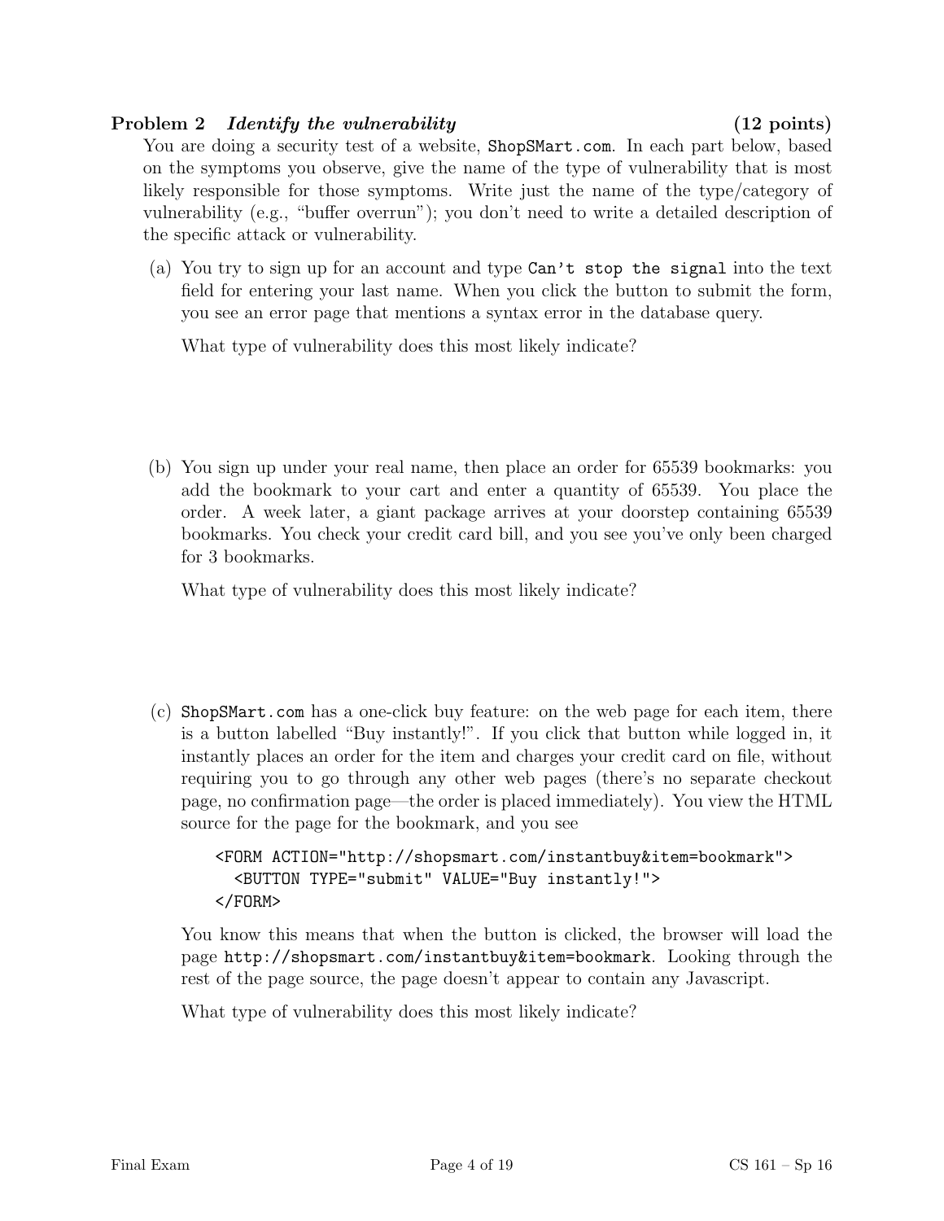**Problem 2** *Identify the vulnerability* **(12 points)**

You are doing a security test of a website, `ShopSMart.com`. In each part below, based on the symptoms you observe, give the name of the type of vulnerability that is most likely responsible for those symptoms. Write just the name of the type/category of vulnerability (e.g., "buffer overrun"); you don't need to write a detailed description of the specific attack or vulnerability.

(a) You try to sign up for an account and type `Can't stop the signal` into the text field for entering your last name. When you click the button to submit the form, you see an error page that mentions a syntax error in the database query.

What type of vulnerability does this most likely indicate?

(b) You sign up under your real name, then place an order for 65539 bookmarks: you add the bookmark to your cart and enter a quantity of 65539. You place the order. A week later, a giant package arrives at your doorstep containing 65539 bookmarks. You check your credit card bill, and you see you've only been charged for 3 bookmarks.

What type of vulnerability does this most likely indicate?

(c) `ShopSMart.com` has a one-click buy feature: on the web page for each item, there is a button labelled "Buy instantly!". If you click that button while logged in, it instantly places an order for the item and charges your credit card on file, without requiring you to go through any other web pages (there's no separate checkout page, no confirmation page—the order is placed immediately). You view the HTML source for the page for the bookmark, and you see

```
<FORM ACTION="http://shopsmart.com/instantbuy&item=bookmark">
  <BUTTON TYPE="submit" VALUE="Buy instantly!">
</FORM>
```

You know this means that when the button is clicked, the browser will load the page `http://shopsmart.com/instantbuy&item=bookmark`. Looking through the rest of the page source, the page doesn't appear to contain any Javascript.

What type of vulnerability does this most likely indicate?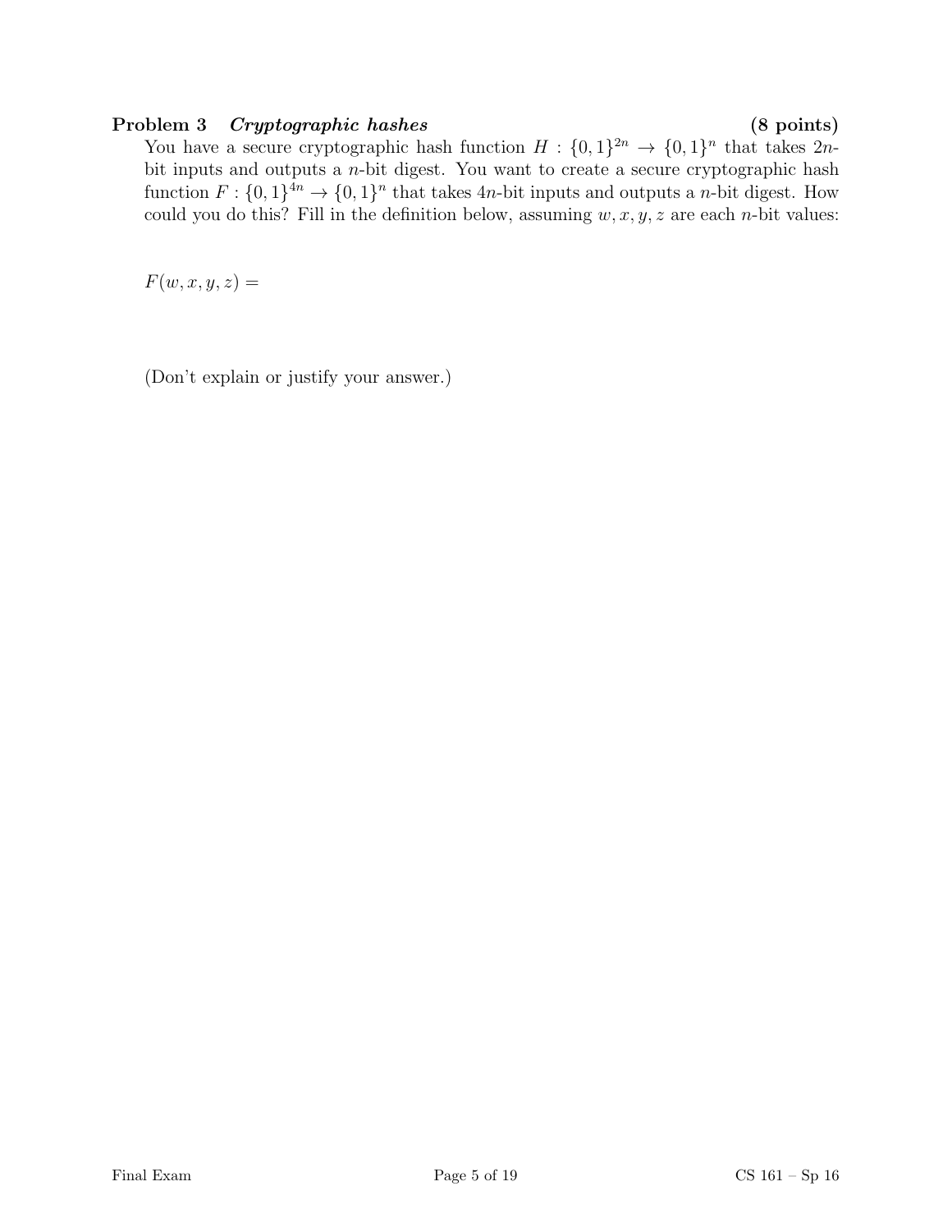### Problem 3 *Cryptographic hashes* (8 points)

You have a secure cryptographic hash function $H : \{0,1\}^{2n} \rightarrow \{0,1\}^n$ that takes $2n$-bit inputs and outputs a $n$-bit digest. You want to create a secure cryptographic hash function $F : \{0,1\}^{4n} \rightarrow \{0,1\}^n$ that takes $4n$-bit inputs and outputs a $n$-bit digest. How could you do this? Fill in the definition below, assuming $w, x, y, z$ are each $n$-bit values:

$F(w, x, y, z) =$

(Don't explain or justify your answer.)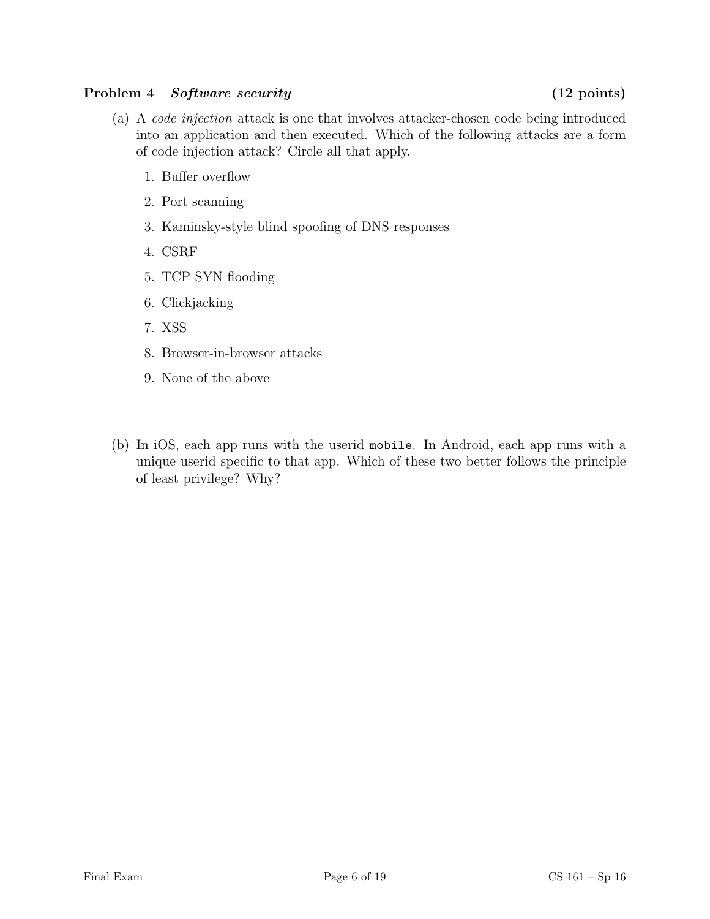## Problem 4 *Software security* (12 points)

(a) A *code injection* attack is one that involves attacker-chosen code being introduced into an application and then executed. Which of the following attacks are a form of code injection attack? Circle all that apply.

1. Buffer overflow
2. Port scanning
3. Kaminsky-style blind spoofing of DNS responses
4. CSRF
5. TCP SYN flooding
6. Clickjacking
7. XSS
8. Browser-in-browser attacks
9. None of the above

(b) In iOS, each app runs with the userid `mobile`. In Android, each app runs with a unique userid specific to that app. Which of these two better follows the principle of least privilege? Why?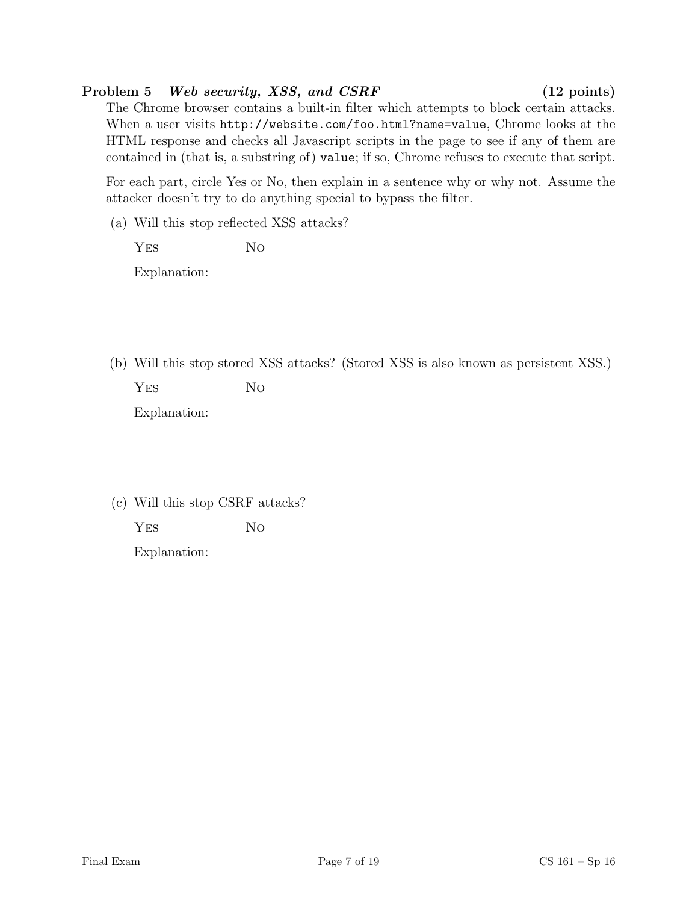## Problem 5 *Web security, XSS, and CSRF* (12 points)

The Chrome browser contains a built-in filter which attempts to block certain attacks. When a user visits `http://website.com/foo.html?name=value`, Chrome looks at the HTML response and checks all Javascript scripts in the page to see if any of them are contained in (that is, a substring of) `value`; if so, Chrome refuses to execute that script.

For each part, circle Yes or No, then explain in a sentence why or why not. Assume the attacker doesn't try to do anything special to bypass the filter.

(a) Will this stop reflected XSS attacks?

YES NO

Explanation:

(b) Will this stop stored XSS attacks? (Stored XSS is also known as persistent XSS.)

YES NO

Explanation:

(c) Will this stop CSRF attacks?

YES NO

Explanation: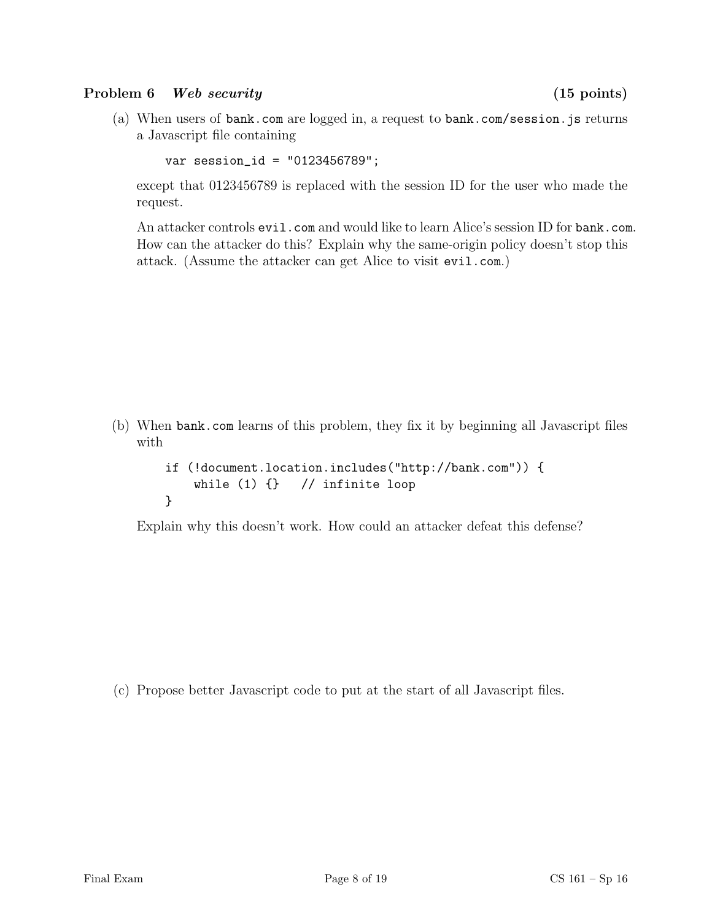## Problem 6 *Web security* (15 points)

(a) When users of `bank.com` are logged in, a request to `bank.com/session.js` returns a Javascript file containing

```
var session_id = "0123456789";
```

except that 0123456789 is replaced with the session ID for the user who made the request.

An attacker controls `evil.com` and would like to learn Alice's session ID for `bank.com`. How can the attacker do this? Explain why the same-origin policy doesn't stop this attack. (Assume the attacker can get Alice to visit `evil.com`.)

(b) When `bank.com` learns of this problem, they fix it by beginning all Javascript files with

```
if (!document.location.includes("http://bank.com")) {
    while (1) {}   // infinite loop
}
```

Explain why this doesn't work. How could an attacker defeat this defense?

(c) Propose better Javascript code to put at the start of all Javascript files.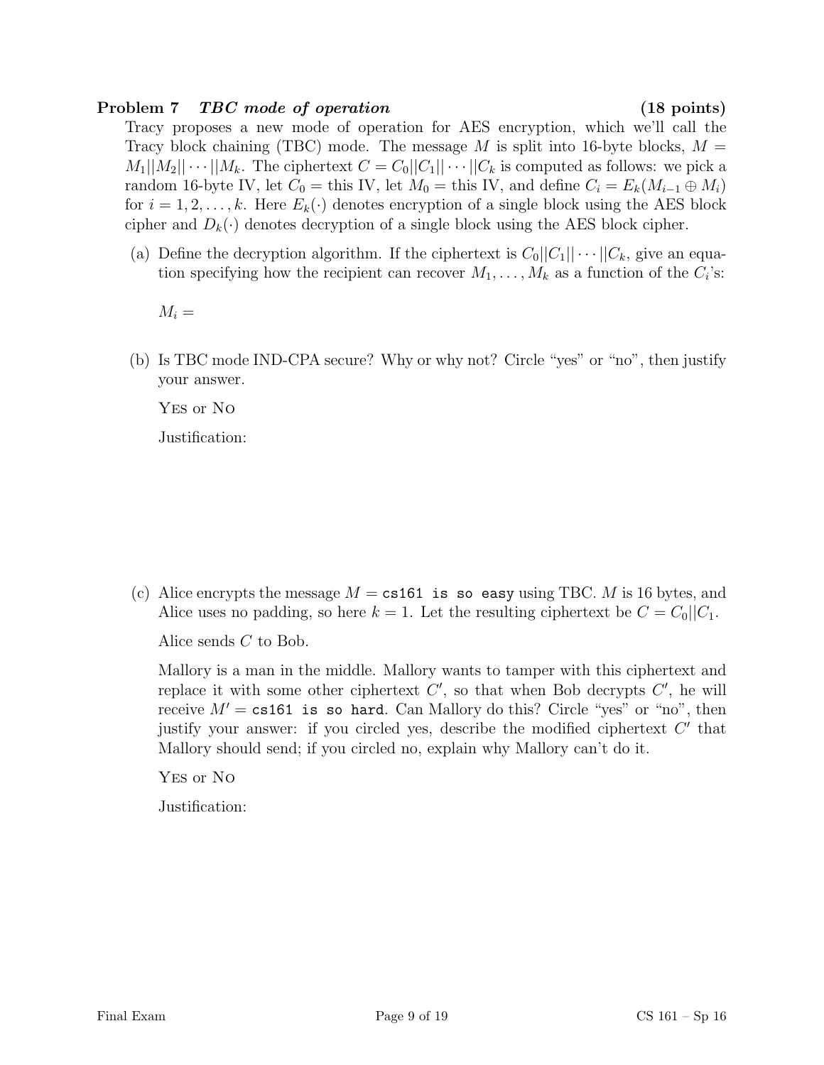**Problem 7** ***TBC mode of operation*** **(18 points)**

Tracy proposes a new mode of operation for AES encryption, which we'll call the Tracy block chaining (TBC) mode. The message $M$ is split into 16-byte blocks, $M = M_1||M_2||\cdots||M_k$. The ciphertext $C = C_0||C_1||\cdots||C_k$ is computed as follows: we pick a random 16-byte IV, let $C_0 =$ this IV, let $M_0 =$ this IV, and define $C_i = E_k(M_{i-1} \oplus M_i)$ for $i = 1, 2, \ldots, k$. Here $E_k(\cdot)$ denotes encryption of a single block using the AES block cipher and $D_k(\cdot)$ denotes decryption of a single block using the AES block cipher.

(a) Define the decryption algorithm. If the ciphertext is $C_0||C_1||\cdots||C_k$, give an equation specifying how the recipient can recover $M_1, \ldots, M_k$ as a function of the $C_i$'s:

$M_i =$

(b) Is TBC mode IND-CPA secure? Why or why not? Circle "yes" or "no", then justify your answer.

Yes or No

Justification:

(c) Alice encrypts the message $M =$ `cs161 is so easy` using TBC. $M$ is 16 bytes, and Alice uses no padding, so here $k = 1$. Let the resulting ciphertext be $C = C_0||C_1$.

Alice sends $C$ to Bob.

Mallory is a man in the middle. Mallory wants to tamper with this ciphertext and replace it with some other ciphertext $C'$, so that when Bob decrypts $C'$, he will receive $M' =$ `cs161 is so hard`. Can Mallory do this? Circle "yes" or "no", then justify your answer: if you circled yes, describe the modified ciphertext $C'$ that Mallory should send; if you circled no, explain why Mallory can't do it.

Yes or No

Justification: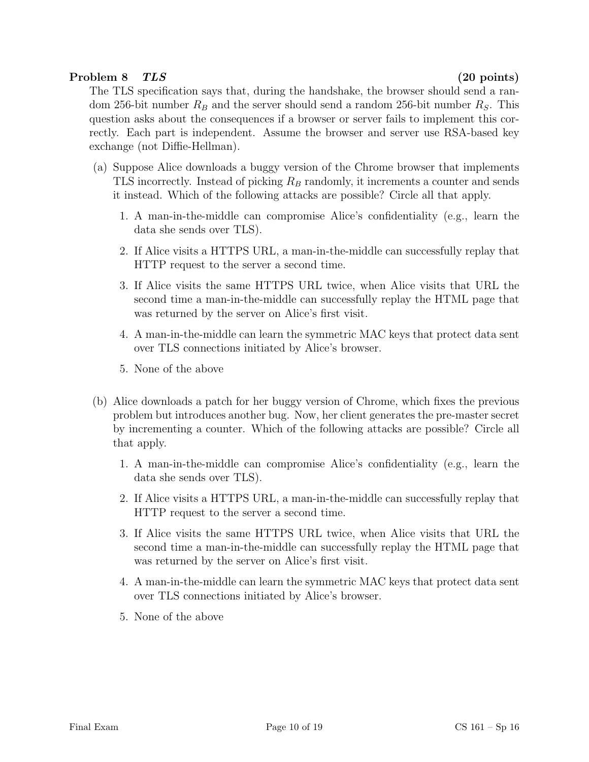## Problem 8 *TLS* (20 points)

The TLS specification says that, during the handshake, the browser should send a random 256-bit number $R_B$ and the server should send a random 256-bit number $R_S$. This question asks about the consequences if a browser or server fails to implement this correctly. Each part is independent. Assume the browser and server use RSA-based key exchange (not Diffie-Hellman).

(a) Suppose Alice downloads a buggy version of the Chrome browser that implements TLS incorrectly. Instead of picking $R_B$ randomly, it increments a counter and sends it instead. Which of the following attacks are possible? Circle all that apply.

1. A man-in-the-middle can compromise Alice's confidentiality (e.g., learn the data she sends over TLS).
2. If Alice visits a HTTPS URL, a man-in-the-middle can successfully replay that HTTP request to the server a second time.
3. If Alice visits the same HTTPS URL twice, when Alice visits that URL the second time a man-in-the-middle can successfully replay the HTML page that was returned by the server on Alice's first visit.
4. A man-in-the-middle can learn the symmetric MAC keys that protect data sent over TLS connections initiated by Alice's browser.
5. None of the above

(b) Alice downloads a patch for her buggy version of Chrome, which fixes the previous problem but introduces another bug. Now, her client generates the pre-master secret by incrementing a counter. Which of the following attacks are possible? Circle all that apply.

1. A man-in-the-middle can compromise Alice's confidentiality (e.g., learn the data she sends over TLS).
2. If Alice visits a HTTPS URL, a man-in-the-middle can successfully replay that HTTP request to the server a second time.
3. If Alice visits the same HTTPS URL twice, when Alice visits that URL the second time a man-in-the-middle can successfully replay the HTML page that was returned by the server on Alice's first visit.
4. A man-in-the-middle can learn the symmetric MAC keys that protect data sent over TLS connections initiated by Alice's browser.
5. None of the above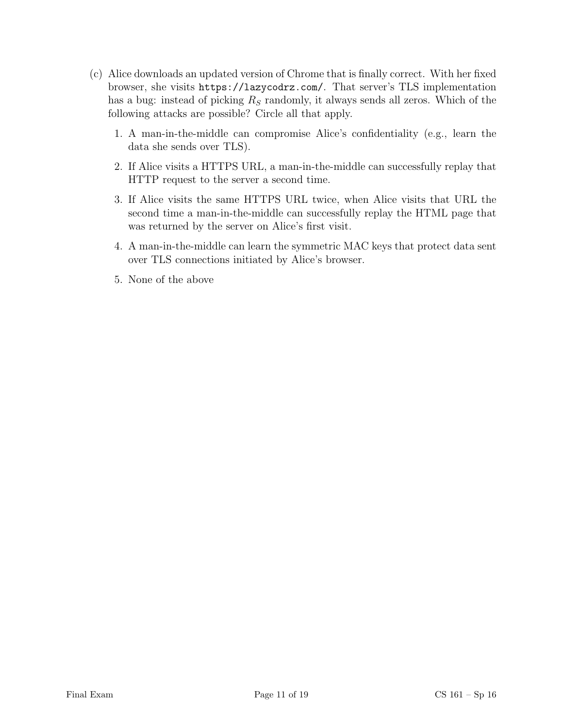(c) Alice downloads an updated version of Chrome that is finally correct. With her fixed browser, she visits `https://lazycodrz.com/`. That server's TLS implementation has a bug: instead of picking $R_S$ randomly, it always sends all zeros. Which of the following attacks are possible? Circle all that apply.

1. A man-in-the-middle can compromise Alice's confidentiality (e.g., learn the data she sends over TLS).
2. If Alice visits a HTTPS URL, a man-in-the-middle can successfully replay that HTTP request to the server a second time.
3. If Alice visits the same HTTPS URL twice, when Alice visits that URL the second time a man-in-the-middle can successfully replay the HTML page that was returned by the server on Alice's first visit.
4. A man-in-the-middle can learn the symmetric MAC keys that protect data sent over TLS connections initiated by Alice's browser.
5. None of the above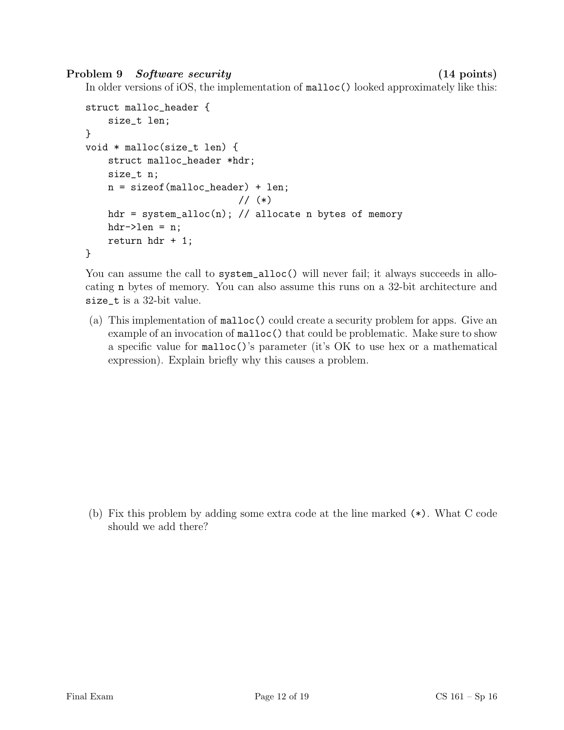### Problem 9 *Software security* (14 points)

In older versions of iOS, the implementation of `malloc()` looked approximately like this:

```
struct malloc_header {
    size_t len;
}
void * malloc(size_t len) {
    struct malloc_header *hdr;
    size_t n;
    n = sizeof(malloc_header) + len;
                          // (*)
    hdr = system_alloc(n); // allocate n bytes of memory
    hdr->len = n;
    return hdr + 1;
}
```

You can assume the call to `system_alloc()` will never fail; it always succeeds in allocating `n` bytes of memory. You can also assume this runs on a 32-bit architecture and `size_t` is a 32-bit value.

(a) This implementation of `malloc()` could create a security problem for apps. Give an example of an invocation of `malloc()` that could be problematic. Make sure to show a specific value for `malloc()`'s parameter (it's OK to use hex or a mathematical expression). Explain briefly why this causes a problem.

(b) Fix this problem by adding some extra code at the line marked `(*)`. What C code should we add there?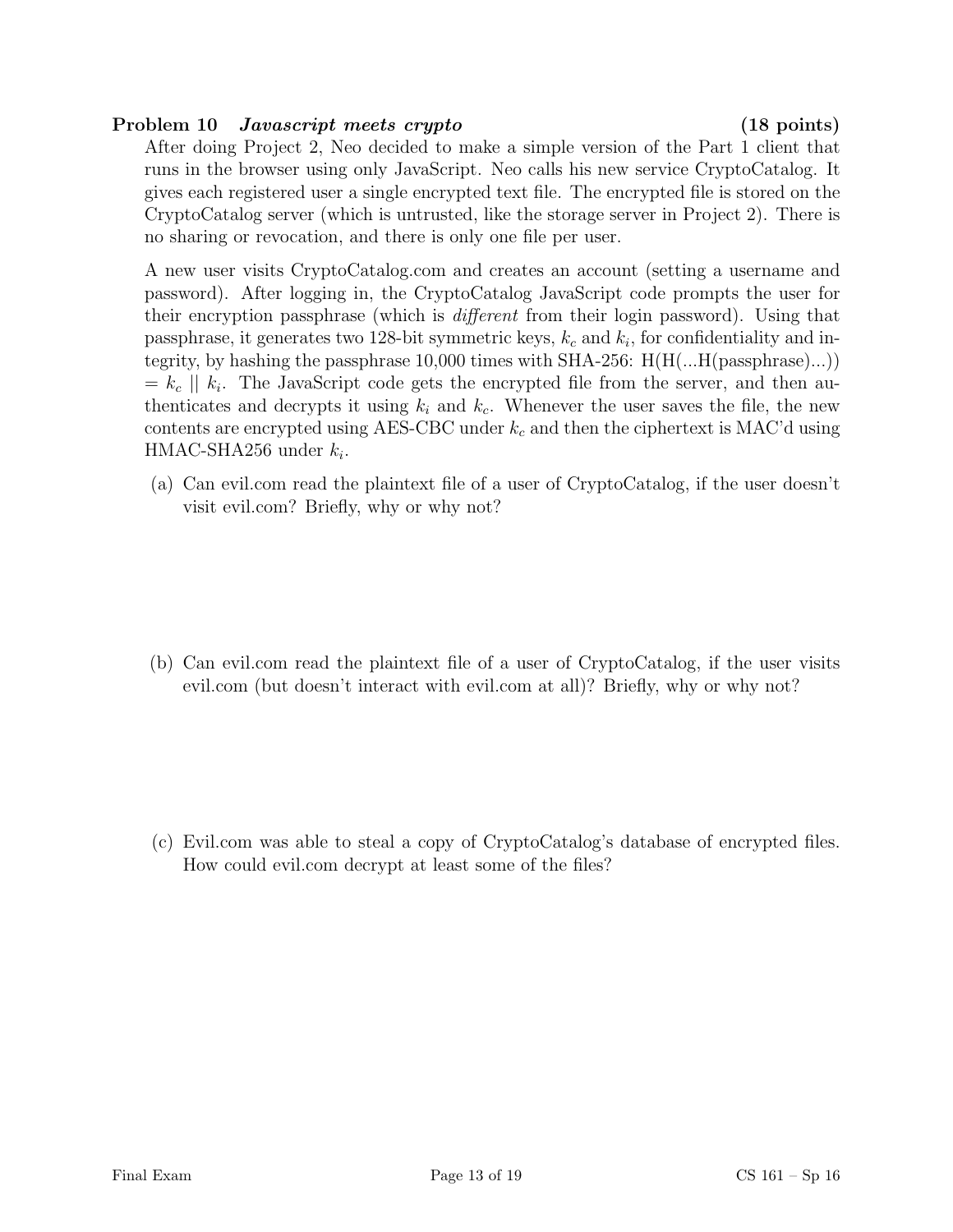**Problem 10** ***Javascript meets crypto*** **(18 points)**

After doing Project 2, Neo decided to make a simple version of the Part 1 client that runs in the browser using only JavaScript. Neo calls his new service CryptoCatalog. It gives each registered user a single encrypted text file. The encrypted file is stored on the CryptoCatalog server (which is untrusted, like the storage server in Project 2). There is no sharing or revocation, and there is only one file per user.

A new user visits CryptoCatalog.com and creates an account (setting a username and password). After logging in, the CryptoCatalog JavaScript code prompts the user for their encryption passphrase (which is *different* from their login password). Using that passphrase, it generates two 128-bit symmetric keys, $k_c$ and $k_i$, for confidentiality and integrity, by hashing the passphrase 10,000 times with SHA-256: H(H(...H(passphrase)...)) $= k_c \mid\mid k_i$. The JavaScript code gets the encrypted file from the server, and then authenticates and decrypts it using $k_i$ and $k_c$. Whenever the user saves the file, the new contents are encrypted using AES-CBC under $k_c$ and then the ciphertext is MAC'd using HMAC-SHA256 under $k_i$.

(a) Can evil.com read the plaintext file of a user of CryptoCatalog, if the user doesn't visit evil.com? Briefly, why or why not?

(b) Can evil.com read the plaintext file of a user of CryptoCatalog, if the user visits evil.com (but doesn't interact with evil.com at all)? Briefly, why or why not?

(c) Evil.com was able to steal a copy of CryptoCatalog's database of encrypted files. How could evil.com decrypt at least some of the files?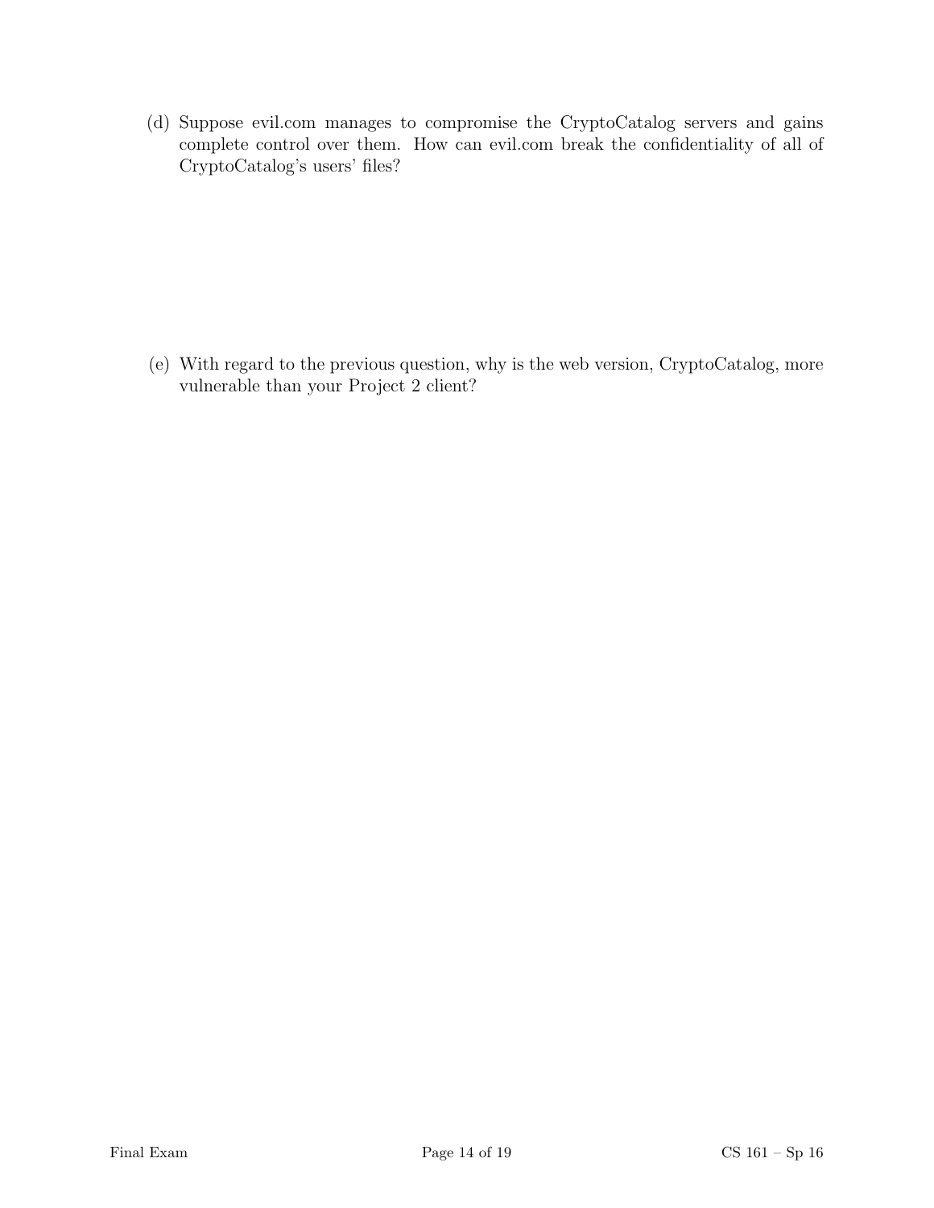(d) Suppose evil.com manages to compromise the CryptoCatalog servers and gains complete control over them. How can evil.com break the confidentiality of all of CryptoCatalog's users' files?

(e) With regard to the previous question, why is the web version, CryptoCatalog, more vulnerable than your Project 2 client?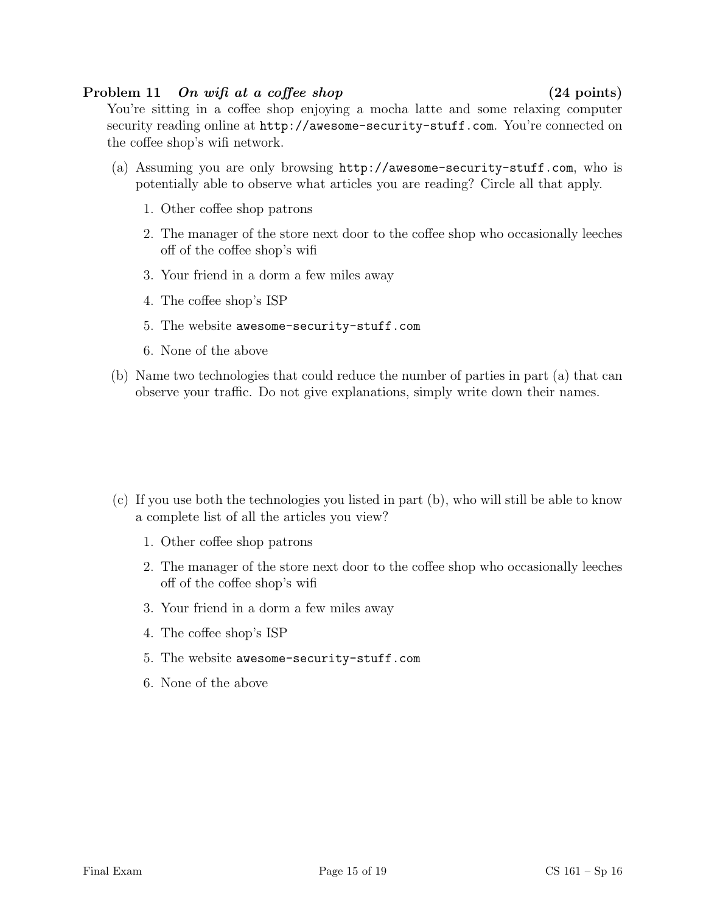**Problem 11** ***On wifi at a coffee shop*** **(24 points)**

You're sitting in a coffee shop enjoying a mocha latte and some relaxing computer security reading online at `http://awesome-security-stuff.com`. You're connected on the coffee shop's wifi network.

(a) Assuming you are only browsing `http://awesome-security-stuff.com`, who is potentially able to observe what articles you are reading? Circle all that apply.

1. Other coffee shop patrons
2. The manager of the store next door to the coffee shop who occasionally leeches off of the coffee shop's wifi
3. Your friend in a dorm a few miles away
4. The coffee shop's ISP
5. The website `awesome-security-stuff.com`
6. None of the above

(b) Name two technologies that could reduce the number of parties in part (a) that can observe your traffic. Do not give explanations, simply write down their names.

(c) If you use both the technologies you listed in part (b), who will still be able to know a complete list of all the articles you view?

1. Other coffee shop patrons
2. The manager of the store next door to the coffee shop who occasionally leeches off of the coffee shop's wifi
3. Your friend in a dorm a few miles away
4. The coffee shop's ISP
5. The website `awesome-security-stuff.com`
6. None of the above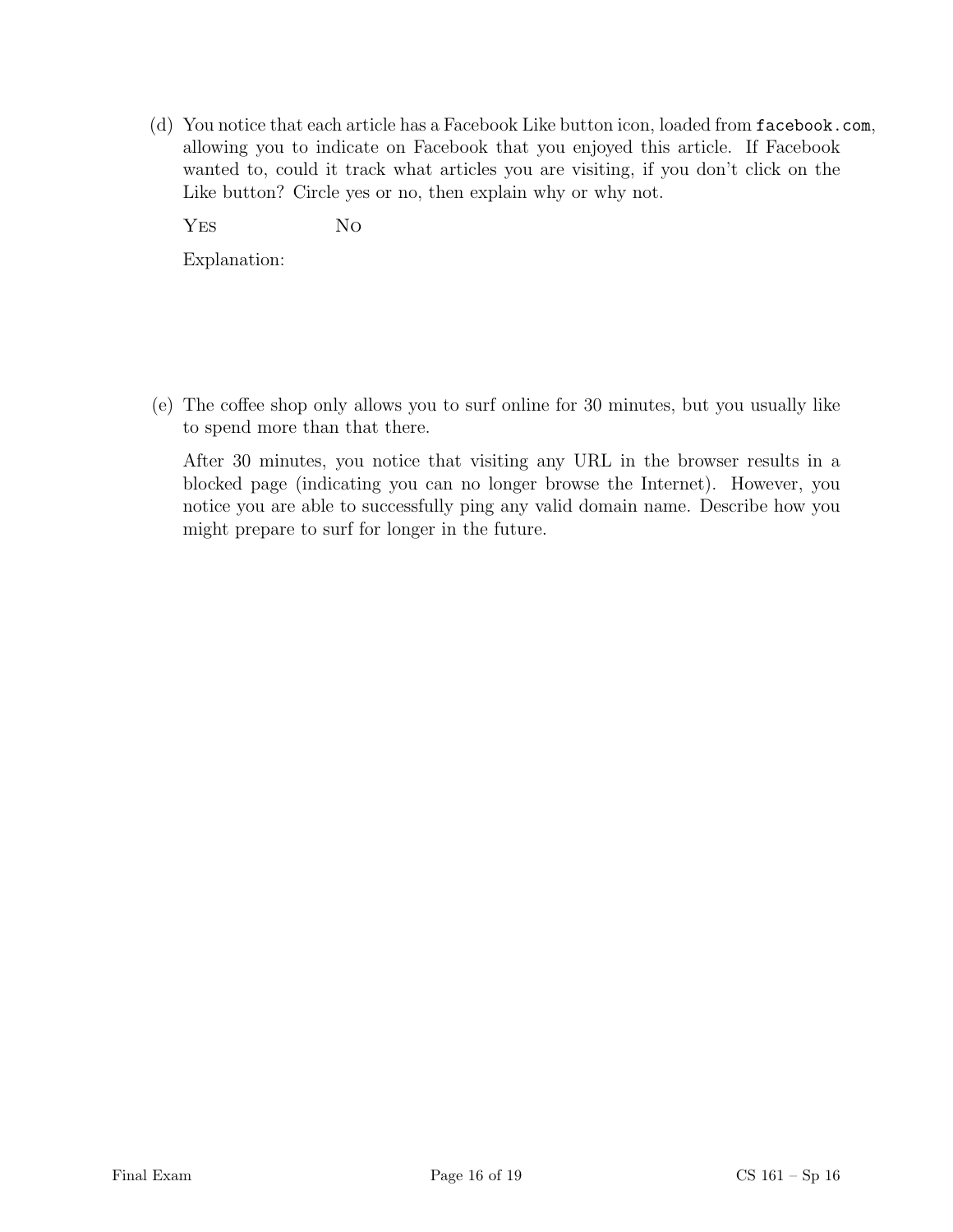(d) You notice that each article has a Facebook Like button icon, loaded from `facebook.com`, allowing you to indicate on Facebook that you enjoyed this article. If Facebook wanted to, could it track what articles you are visiting, if you don't click on the Like button? Circle yes or no, then explain why or why not.

YES NO

Explanation:

(e) The coffee shop only allows you to surf online for 30 minutes, but you usually like to spend more than that there.

After 30 minutes, you notice that visiting any URL in the browser results in a blocked page (indicating you can no longer browse the Internet). However, you notice you are able to successfully ping any valid domain name. Describe how you might prepare to surf for longer in the future.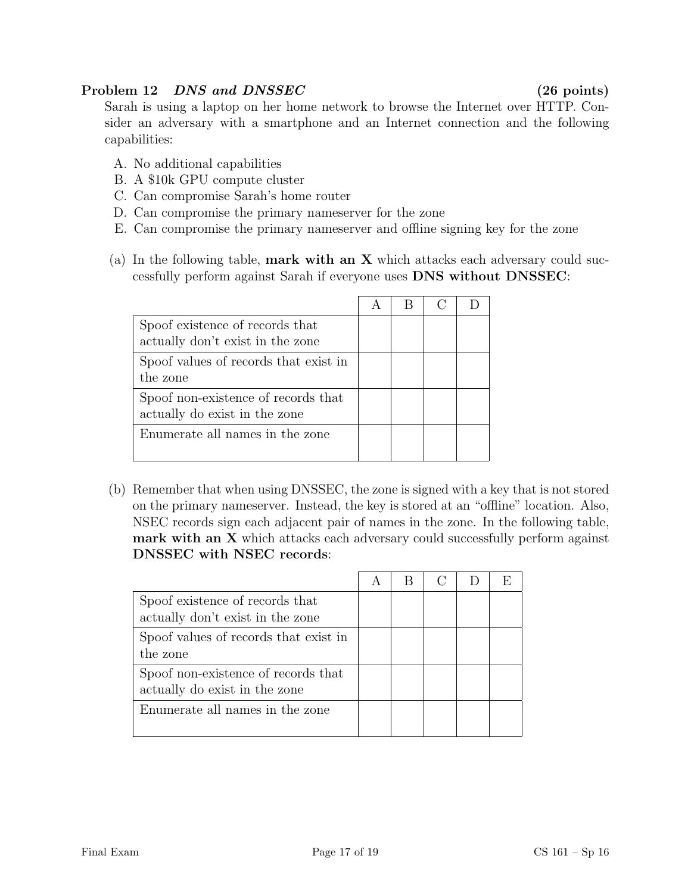**Problem 12** ***DNS and DNSSEC*** **(26 points)**

Sarah is using a laptop on her home network to browse the Internet over HTTP. Consider an adversary with a smartphone and an Internet connection and the following capabilities:

A. No additional capabilities
B. A $10k GPU compute cluster
C. Can compromise Sarah's home router
D. Can compromise the primary nameserver for the zone
E. Can compromise the primary nameserver and offline signing key for the zone

(a) In the following table, **mark with an X** which attacks each adversary could successfully perform against Sarah if everyone uses **DNS without DNSSEC**:

| | A | B | C | D |
|---|---|---|---|---|
| Spoof existence of records that actually don't exist in the zone | | | | |
| Spoof values of records that exist in the zone | | | | |
| Spoof non-existence of records that actually do exist in the zone | | | | |
| Enumerate all names in the zone | | | | |

(b) Remember that when using DNSSEC, the zone is signed with a key that is not stored on the primary nameserver. Instead, the key is stored at an "offline" location. Also, NSEC records sign each adjacent pair of names in the zone. In the following table, **mark with an X** which attacks each adversary could successfully perform against **DNSSEC with NSEC records**:

| | A | B | C | D | E |
|---|---|---|---|---|---|
| Spoof existence of records that actually don't exist in the zone | | | | | |
| Spoof values of records that exist in the zone | | | | | |
| Spoof non-existence of records that actually do exist in the zone | | | | | |
| Enumerate all names in the zone | | | | | |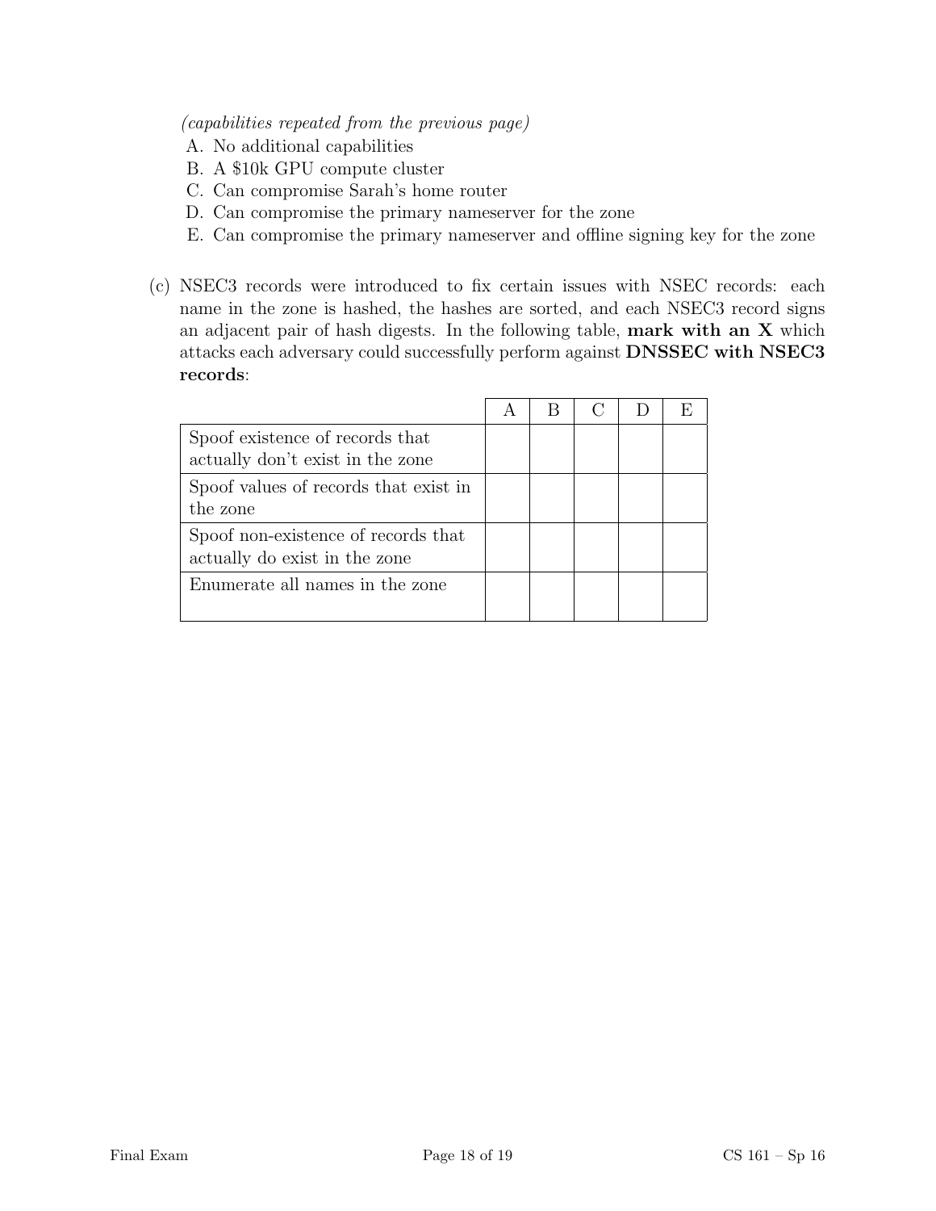*(capabilities repeated from the previous page)*

A. No additional capabilities
B. A $10k GPU compute cluster
C. Can compromise Sarah's home router
D. Can compromise the primary nameserver for the zone
E. Can compromise the primary nameserver and offline signing key for the zone

(c) NSEC3 records were introduced to fix certain issues with NSEC records: each name in the zone is hashed, the hashes are sorted, and each NSEC3 record signs an adjacent pair of hash digests. In the following table, **mark with an X** which attacks each adversary could successfully perform against **DNSSEC with NSEC3 records**:

| | A | B | C | D | E |
|---|---|---|---|---|---|
| Spoof existence of records that actually don't exist in the zone | | | | | |
| Spoof values of records that exist in the zone | | | | | |
| Spoof non-existence of records that actually do exist in the zone | | | | | |
| Enumerate all names in the zone | | | | | |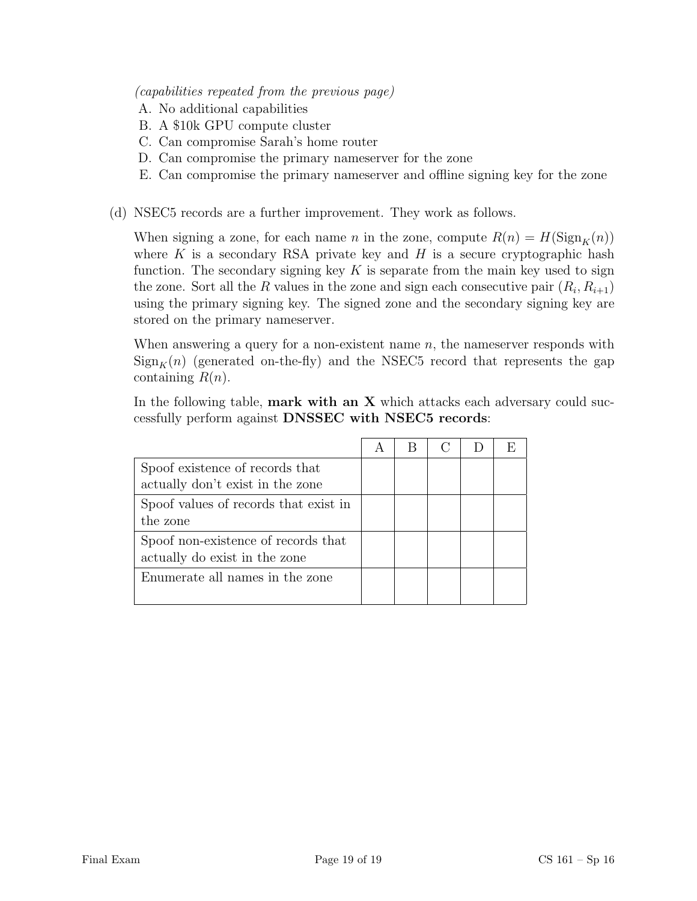*(capabilities repeated from the previous page)*

A. No additional capabilities
B. A $10k GPU compute cluster
C. Can compromise Sarah's home router
D. Can compromise the primary nameserver for the zone
E. Can compromise the primary nameserver and offline signing key for the zone

(d) NSEC5 records are a further improvement. They work as follows.

When signing a zone, for each name $n$ in the zone, compute $R(n) = H(\text{Sign}_K(n))$ where $K$ is a secondary RSA private key and $H$ is a secure cryptographic hash function. The secondary signing key $K$ is separate from the main key used to sign the zone. Sort all the $R$ values in the zone and sign each consecutive pair $(R_i, R_{i+1})$ using the primary signing key. The signed zone and the secondary signing key are stored on the primary nameserver.

When answering a query for a non-existent name $n$, the nameserver responds with $\text{Sign}_K(n)$ (generated on-the-fly) and the NSEC5 record that represents the gap containing $R(n)$.

In the following table, **mark with an X** which attacks each adversary could successfully perform against **DNSSEC with NSEC5 records**:

| | A | B | C | D | E |
|---|---|---|---|---|---|
| Spoof existence of records that actually don't exist in the zone | | | | | |
| Spoof values of records that exist in the zone | | | | | |
| Spoof non-existence of records that actually do exist in the zone | | | | | |
| Enumerate all names in the zone | | | | | |